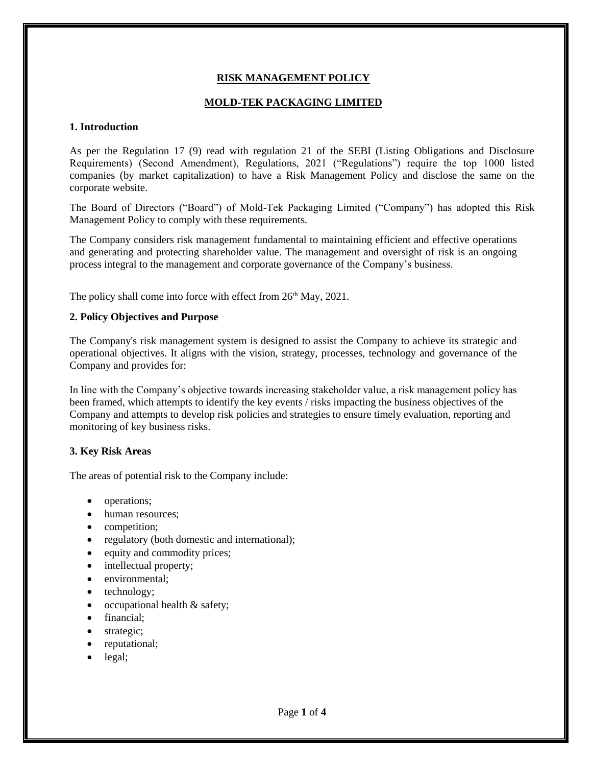# RISK MANAGEMENT POLICY

# MOLD-TEK PACKAGING LIMITED

## 1. Introduction

As per the Regulation 17 (9) read with regulation 21 of the SEBI (Listing Obligations and Disclosure Requirements) (Second Amendment), Regulations, 2021 ("Regulations") require the top 1000 listed companies (by market capitalization) to have a Risk Management Policy and disclose the same on the corporate website.

The Board of Directors ("Board") of Mold-Tek Packaging Limited ("Company") has adopted this Risk Management Policy to comply with these requirements.

The Company considers risk management fundamental to maintaining efficient and effective operations and generating and protecting shareholder value. The management and oversight of risk is an ongoing process integral to the management and corporate governance of the Company's business.

The policy shall come into force with effect from 26th May, 2021.

## 2. Policy Objectives and Purpose

The Company's risk management system is designed to assist the Company to achieve its strategic and operational objectives. It aligns with the vision, strategy, processes, technology and governance of the Company and provides for:

In line with the Company's objective towards increasing stakeholder value, a risk management policy has been framed, which attempts to identify the key events / risks impacting the business objectives of the Company and attempts to develop risk policies and strategies to ensure timely evaluation, reporting and monitoring of key business risks.

## 3. Key Risk Areas

The areas of potential risk to the Company include:

- operations;
- human resources;
- competition;
- regulatory (both domestic and international);
- equity and commodity prices;
- intellectual property;
- environmental;
- technology;
- occupational health & safety;
- financial;
- strategic;
- reputational;
- legal;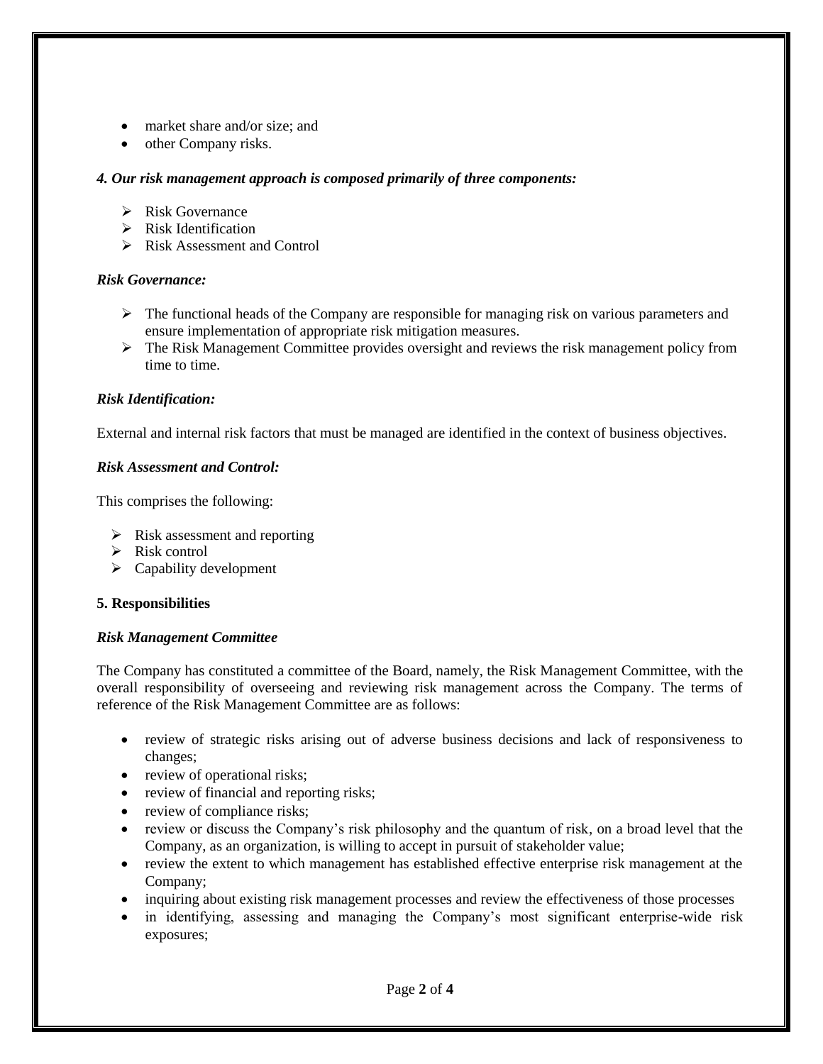- market share and/or size; and
- other Company risks.

### *4. Our risk management approach is composed primarily of three components:*

- Risk Governance
- Risk Identification
- Risk Assessment and Control

#### *Risk Governance:*

- The functional heads of the Company are responsible for managing risk on various parameters and ensure implementation of appropriate risk mitigation measures.
- The Risk Management Committee provides oversight and reviews the risk management policy from time to time.

#### *Risk Identification:*

External and internal risk factors that must be managed are identified in the context of business objectives.

#### *Risk Assessment and Control:*

This comprises the following:

- Risk assessment and reporting
- Risk control
- Capability development

### 5. Responsibilities

#### *Risk Management Committee*

The Company has constituted a committee of the Board, namely, the Risk Management Committee, with the overall responsibility of overseeing and reviewing risk management across the Company. The terms of reference of the Risk Management Committee are as follows:

- review of strategic risks arising out of adverse business decisions and lack of responsiveness to changes;
- review of operational risks;
- review of financial and reporting risks;
- review of compliance risks;
- review or discuss the Company's risk philosophy and the quantum of risk, on a broad level that the Company, as an organization, is willing to accept in pursuit of stakeholder value;
- review the extent to which management has established effective enterprise risk management at the Company;
- inquiring about existing risk management processes and review the effectiveness of those processes
- in identifying, assessing and managing the Company's most significant enterprise-wide risk exposures;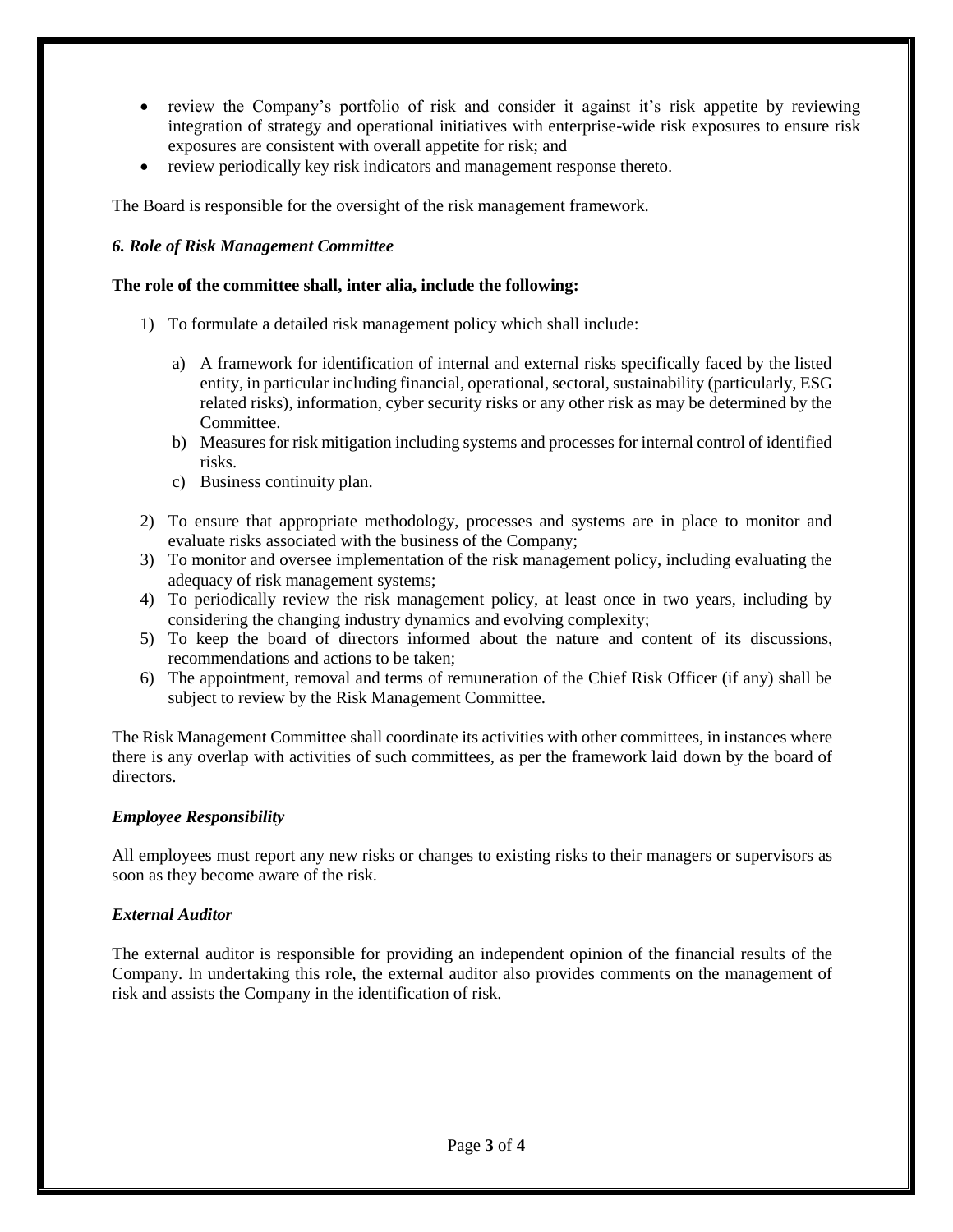- review the Company's portfolio of risk and consider it against it's risk appetite by reviewing integration of strategy and operational initiatives with enterprise-wide risk exposures to ensure risk exposures are consistent with overall appetite for risk; and
- review periodically key risk indicators and management response thereto.

The Board is responsible for the oversight of the risk management framework.

### *6. Role of Risk Management Committee*

**The role of the committee shall, inter alia, include the following:**

1) To formulate a detailed risk management policy which shall include:

    a) A framework for identification of internal and external risks specifically faced by the listed entity, in particular including financial, operational, sectoral, sustainability (particularly, ESG related risks), information, cyber security risks or any other risk as may be determined by the Committee.
    b) Measures for risk mitigation including systems and processes for internal control of identified risks.
    c) Business continuity plan.

2) To ensure that appropriate methodology, processes and systems are in place to monitor and evaluate risks associated with the business of the Company;
3) To monitor and oversee implementation of the risk management policy, including evaluating the adequacy of risk management systems;
4) To periodically review the risk management policy, at least once in two years, including by considering the changing industry dynamics and evolving complexity;
5) To keep the board of directors informed about the nature and content of its discussions, recommendations and actions to be taken;
6) The appointment, removal and terms of remuneration of the Chief Risk Officer (if any) shall be subject to review by the Risk Management Committee.

The Risk Management Committee shall coordinate its activities with other committees, in instances where there is any overlap with activities of such committees, as per the framework laid down by the board of directors.

### *Employee Responsibility*

All employees must report any new risks or changes to existing risks to their managers or supervisors as soon as they become aware of the risk.

### *External Auditor*

The external auditor is responsible for providing an independent opinion of the financial results of the Company. In undertaking this role, the external auditor also provides comments on the management of risk and assists the Company in the identification of risk.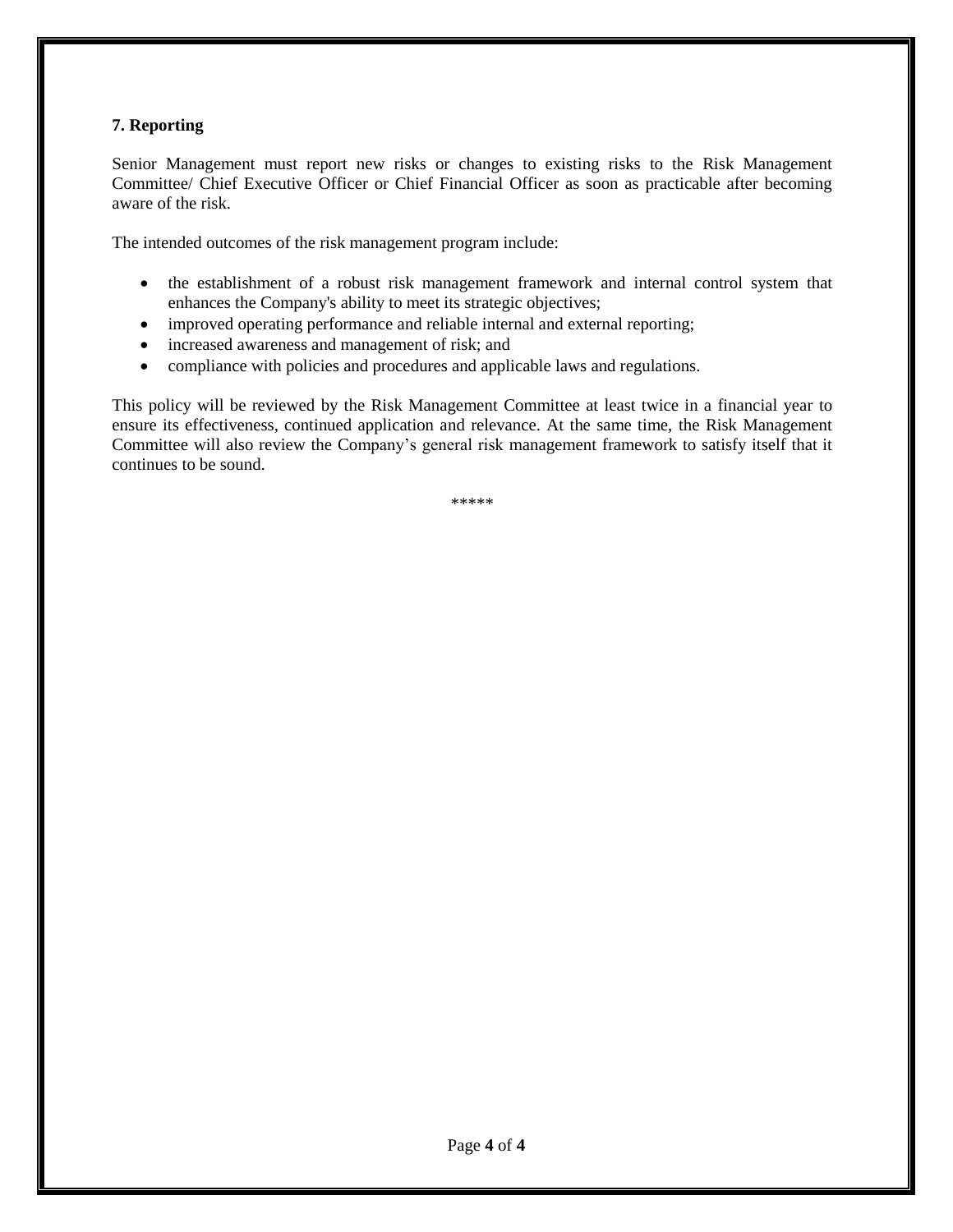## 7. Reporting

Senior Management must report new risks or changes to existing risks to the Risk Management Committee/ Chief Executive Officer or Chief Financial Officer as soon as practicable after becoming aware of the risk.

The intended outcomes of the risk management program include:

- the establishment of a robust risk management framework and internal control system that enhances the Company's ability to meet its strategic objectives;
- improved operating performance and reliable internal and external reporting;
- increased awareness and management of risk; and
- compliance with policies and procedures and applicable laws and regulations.

This policy will be reviewed by the Risk Management Committee at least twice in a financial year to ensure its effectiveness, continued application and relevance. At the same time, the Risk Management Committee will also review the Company's general risk management framework to satisfy itself that it continues to be sound.

*****